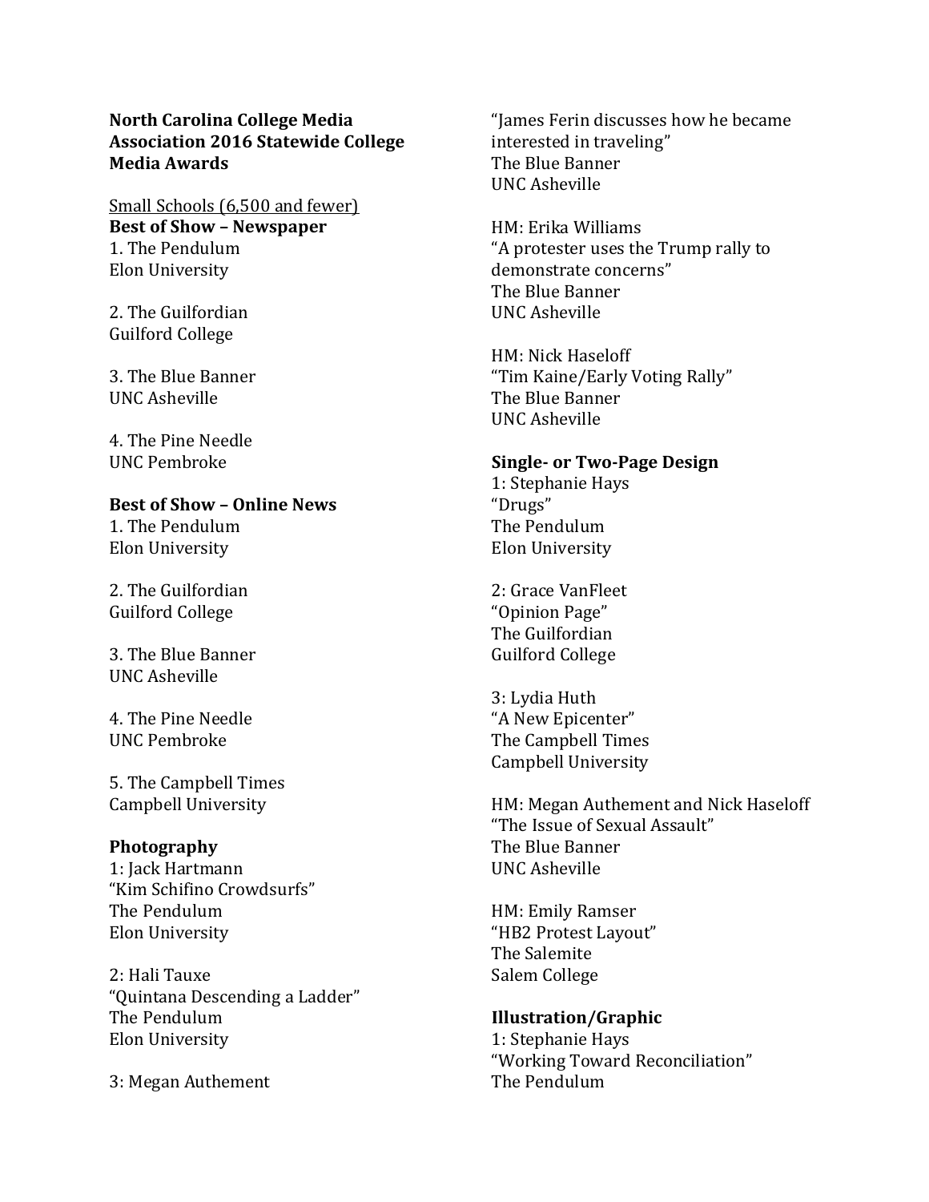**North Carolina College Media Association 2016 Statewide College Media Awards**

Small Schools (6,500 and fewer)

**Best of Show – Newspaper**

1. The Pendulum
Elon University

2. The Guilfordian
Guilford College

3. The Blue Banner
UNC Asheville

4. The Pine Needle
UNC Pembroke

**Best of Show – Online News**

1. The Pendulum
Elon University

2. The Guilfordian
Guilford College

3. The Blue Banner
UNC Asheville

4. The Pine Needle
UNC Pembroke

5. The Campbell Times
Campbell University

**Photography**

1: Jack Hartmann
"Kim Schifino Crowdsurfs"
The Pendulum
Elon University

2: Hali Tauxe
"Quintana Descending a Ladder"
The Pendulum
Elon University

3: Megan Authement
"James Ferin discusses how he became interested in traveling"
The Blue Banner
UNC Asheville

HM: Erika Williams
"A protester uses the Trump rally to demonstrate concerns"
The Blue Banner
UNC Asheville

HM: Nick Haseloff
"Tim Kaine/Early Voting Rally"
The Blue Banner
UNC Asheville

**Single- or Two-Page Design**

1: Stephanie Hays
"Drugs"
The Pendulum
Elon University

2: Grace VanFleet
"Opinion Page"
The Guilfordian
Guilford College

3: Lydia Huth
"A New Epicenter"
The Campbell Times
Campbell University

HM: Megan Authement and Nick Haseloff
"The Issue of Sexual Assault"
The Blue Banner
UNC Asheville

HM: Emily Ramser
"HB2 Protest Layout"
The Salemite
Salem College

**Illustration/Graphic**

1: Stephanie Hays
"Working Toward Reconciliation"
The Pendulum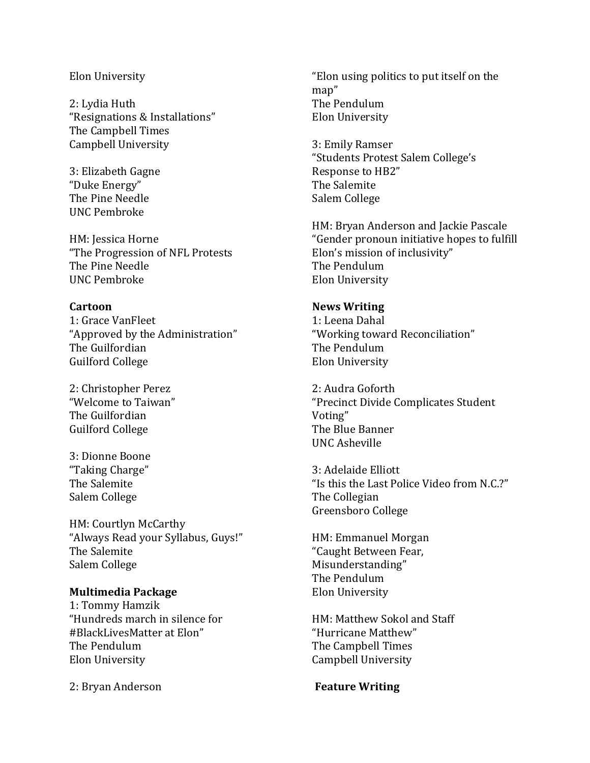Elon University

2: Lydia Huth
"Resignations & Installations"
The Campbell Times
Campbell University

3: Elizabeth Gagne
"Duke Energy"
The Pine Needle
UNC Pembroke

HM: Jessica Horne
"The Progression of NFL Protests
The Pine Needle
UNC Pembroke

**Cartoon**
1: Grace VanFleet
"Approved by the Administration"
The Guilfordian
Guilford College

2: Christopher Perez
"Welcome to Taiwan"
The Guilfordian
Guilford College

3: Dionne Boone
"Taking Charge"
The Salemite
Salem College

HM: Courtlyn McCarthy
"Always Read your Syllabus, Guys!"
The Salemite
Salem College

**Multimedia Package**
1: Tommy Hamzik
"Hundreds march in silence for #BlackLivesMatter at Elon"
The Pendulum
Elon University

2: Bryan Anderson
"Elon using politics to put itself on the map"
The Pendulum
Elon University

3: Emily Ramser
"Students Protest Salem College's Response to HB2"
The Salemite
Salem College

HM: Bryan Anderson and Jackie Pascale
"Gender pronoun initiative hopes to fulfill Elon's mission of inclusivity"
The Pendulum
Elon University

**News Writing**
1: Leena Dahal
"Working toward Reconciliation"
The Pendulum
Elon University

2: Audra Goforth
"Precinct Divide Complicates Student Voting"
The Blue Banner
UNC Asheville

3: Adelaide Elliott
"Is this the Last Police Video from N.C.?"
The Collegian
Greensboro College

HM: Emmanuel Morgan
"Caught Between Fear, Misunderstanding"
The Pendulum
Elon University

HM: Matthew Sokol and Staff
"Hurricane Matthew"
The Campbell Times
Campbell University

**Feature Writing**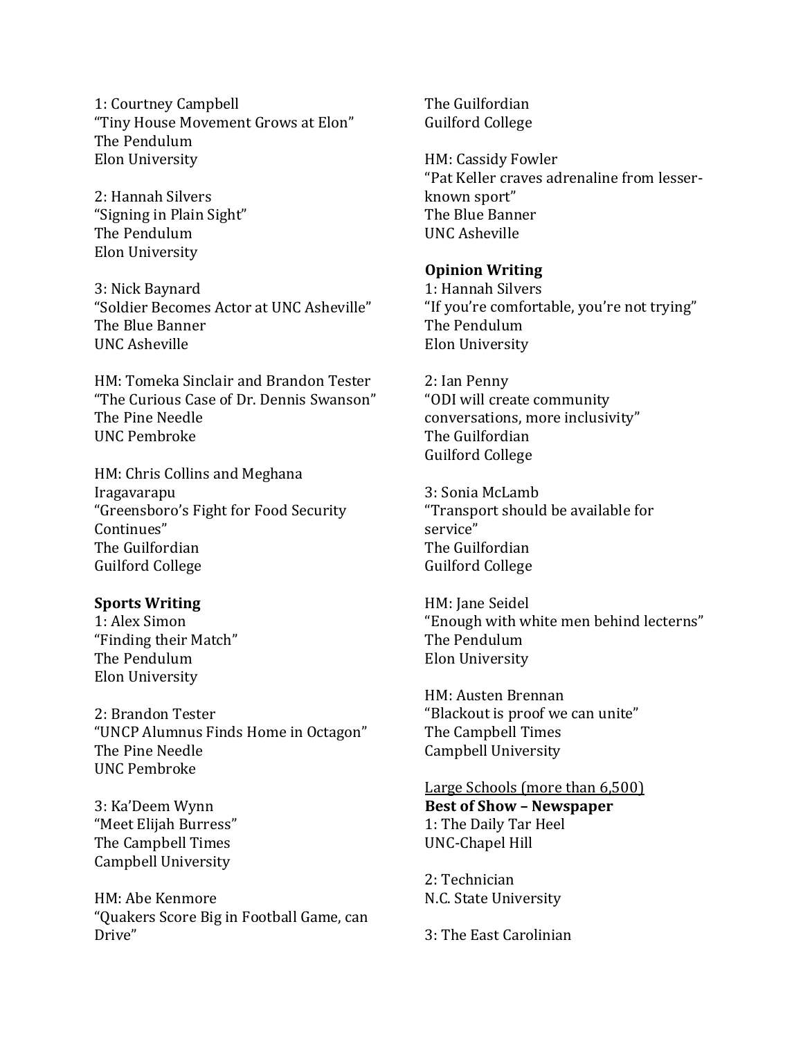1: Courtney Campbell
“Tiny House Movement Grows at Elon”
The Pendulum
Elon University

2: Hannah Silvers
“Signing in Plain Sight”
The Pendulum
Elon University

3: Nick Baynard
“Soldier Becomes Actor at UNC Asheville”
The Blue Banner
UNC Asheville

HM: Tomeka Sinclair and Brandon Tester
“The Curious Case of Dr. Dennis Swanson”
The Pine Needle
UNC Pembroke

HM: Chris Collins and Meghana Iragavarapu
“Greensboro’s Fight for Food Security Continues”
The Guilfordian
Guilford College

**Sports Writing**
1: Alex Simon
“Finding their Match”
The Pendulum
Elon University

2: Brandon Tester
“UNCP Alumnus Finds Home in Octagon”
The Pine Needle
UNC Pembroke

3: Ka’Deem Wynn
“Meet Elijah Burress”
The Campbell Times
Campbell University

HM: Abe Kenmore
“Quakers Score Big in Football Game, can Drive”
The Guilfordian
Guilford College

HM: Cassidy Fowler
“Pat Keller craves adrenaline from lesser-known sport”
The Blue Banner
UNC Asheville

**Opinion Writing**
1: Hannah Silvers
“If you’re comfortable, you’re not trying”
The Pendulum
Elon University

2: Ian Penny
“ODI will create community conversations, more inclusivity”
The Guilfordian
Guilford College

3: Sonia McLamb
“Transport should be available for service”
The Guilfordian
Guilford College

HM: Jane Seidel
“Enough with white men behind lecterns”
The Pendulum
Elon University

HM: Austen Brennan
“Blackout is proof we can unite”
The Campbell Times
Campbell University

<u>Large Schools (more than 6,500)</u>
**Best of Show – Newspaper**
1: The Daily Tar Heel
UNC-Chapel Hill

2: Technician
N.C. State University

3: The East Carolinian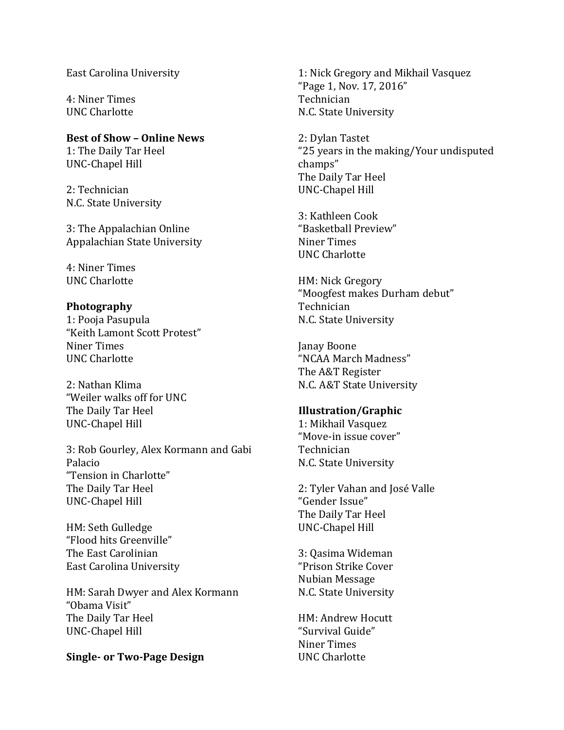East Carolina University

4: Niner Times
UNC Charlotte

**Best of Show – Online News**
1: The Daily Tar Heel
UNC-Chapel Hill

2: Technician
N.C. State University

3: The Appalachian Online
Appalachian State University

4: Niner Times
UNC Charlotte

**Photography**
1: Pooja Pasupula
"Keith Lamont Scott Protest"
Niner Times
UNC Charlotte

2: Nathan Klima
"Weiler walks off for UNC
The Daily Tar Heel
UNC-Chapel Hill

3: Rob Gourley, Alex Kormann and Gabi Palacio
"Tension in Charlotte"
The Daily Tar Heel
UNC-Chapel Hill

HM: Seth Gulledge
"Flood hits Greenville"
The East Carolinian
East Carolina University

HM: Sarah Dwyer and Alex Kormann
"Obama Visit"
The Daily Tar Heel
UNC-Chapel Hill

**Single- or Two-Page Design**
1: Nick Gregory and Mikhail Vasquez
"Page 1, Nov. 17, 2016"
Technician
N.C. State University

2: Dylan Tastet
"25 years in the making/Your undisputed champs"
The Daily Tar Heel
UNC-Chapel Hill

3: Kathleen Cook
"Basketball Preview"
Niner Times
UNC Charlotte

HM: Nick Gregory
"Moogfest makes Durham debut"
Technician
N.C. State University

Janay Boone
"NCAA March Madness"
The A&T Register
N.C. A&T State University

**Illustration/Graphic**
1: Mikhail Vasquez
"Move-in issue cover"
Technician
N.C. State University

2: Tyler Vahan and José Valle
"Gender Issue"
The Daily Tar Heel
UNC-Chapel Hill

3: Qasima Wideman
"Prison Strike Cover
Nubian Message
N.C. State University

HM: Andrew Hocutt
"Survival Guide"
Niner Times
UNC Charlotte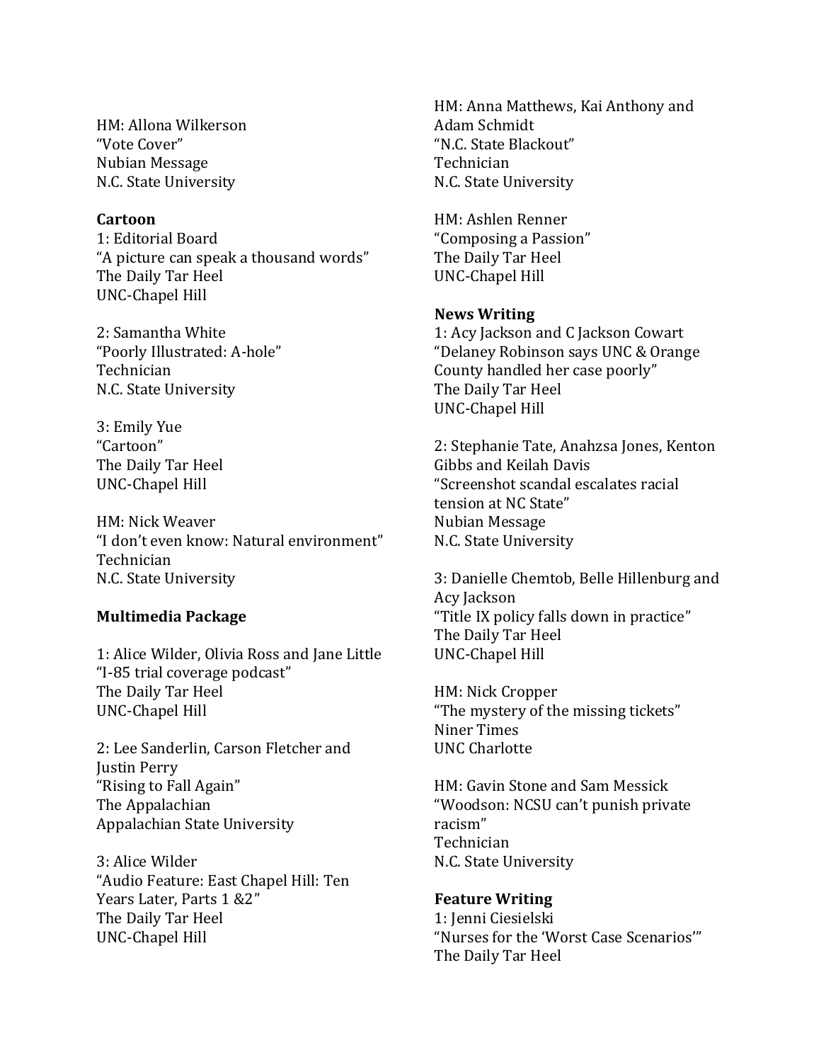HM: Allona Wilkerson
"Vote Cover"
Nubian Message
N.C. State University

**Cartoon**

1: Editorial Board
"A picture can speak a thousand words"
The Daily Tar Heel
UNC-Chapel Hill

2: Samantha White
"Poorly Illustrated: A-hole"
Technician
N.C. State University

3: Emily Yue
"Cartoon"
The Daily Tar Heel
UNC-Chapel Hill

HM: Nick Weaver
"I don't even know: Natural environment"
Technician
N.C. State University

**Multimedia Package**

1: Alice Wilder, Olivia Ross and Jane Little
"I-85 trial coverage podcast"
The Daily Tar Heel
UNC-Chapel Hill

2: Lee Sanderlin, Carson Fletcher and Justin Perry
"Rising to Fall Again"
The Appalachian
Appalachian State University

3: Alice Wilder
"Audio Feature: East Chapel Hill: Ten Years Later, Parts 1 &2"
The Daily Tar Heel
UNC-Chapel Hill

HM: Anna Matthews, Kai Anthony and Adam Schmidt
"N.C. State Blackout"
Technician
N.C. State University

HM: Ashlen Renner
"Composing a Passion"
The Daily Tar Heel
UNC-Chapel Hill

**News Writing**

1: Acy Jackson and C Jackson Cowart
"Delaney Robinson says UNC & Orange County handled her case poorly"
The Daily Tar Heel
UNC-Chapel Hill

2: Stephanie Tate, Anahzsa Jones, Kenton Gibbs and Keilah Davis
"Screenshot scandal escalates racial tension at NC State"
Nubian Message
N.C. State University

3: Danielle Chemtob, Belle Hillenburg and Acy Jackson
"Title IX policy falls down in practice"
The Daily Tar Heel
UNC-Chapel Hill

HM: Nick Cropper
"The mystery of the missing tickets"
Niner Times
UNC Charlotte

HM: Gavin Stone and Sam Messick
"Woodson: NCSU can't punish private racism"
Technician
N.C. State University

**Feature Writing**

1: Jenni Ciesielski
"Nurses for the 'Worst Case Scenarios'"
The Daily Tar Heel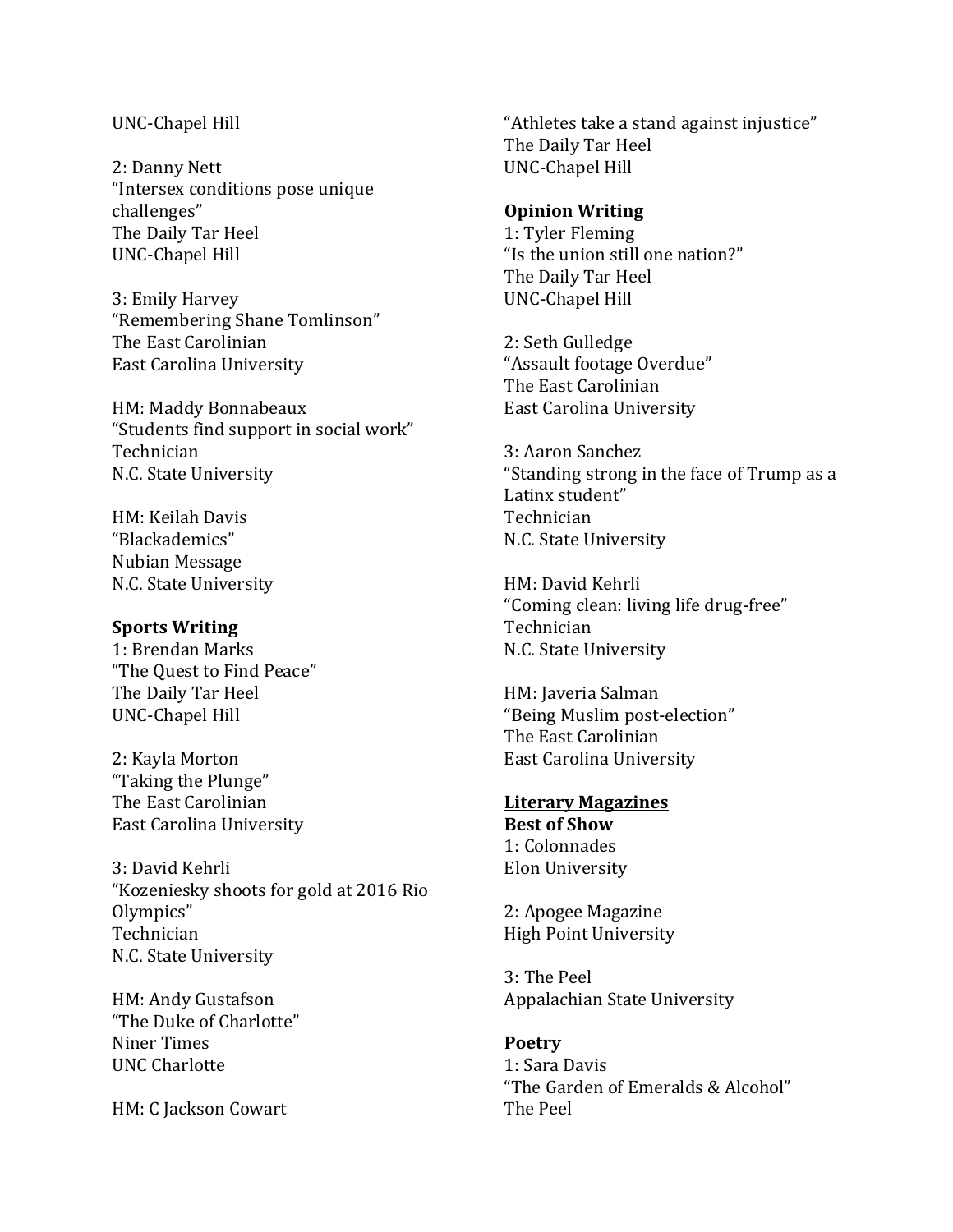UNC-Chapel Hill

2: Danny Nett
"Intersex conditions pose unique challenges"
The Daily Tar Heel
UNC-Chapel Hill

3: Emily Harvey
"Remembering Shane Tomlinson"
The East Carolinian
East Carolina University

HM: Maddy Bonnabeaux
"Students find support in social work"
Technician
N.C. State University

HM: Keilah Davis
"Blackademics"
Nubian Message
N.C. State University

**Sports Writing**
1: Brendan Marks
"The Quest to Find Peace"
The Daily Tar Heel
UNC-Chapel Hill

2: Kayla Morton
"Taking the Plunge"
The East Carolinian
East Carolina University

3: David Kehrli
"Kozeniesky shoots for gold at 2016 Rio Olympics"
Technician
N.C. State University

HM: Andy Gustafson
"The Duke of Charlotte"
Niner Times
UNC Charlotte

HM: C Jackson Cowart
"Athletes take a stand against injustice"
The Daily Tar Heel
UNC-Chapel Hill

**Opinion Writing**
1: Tyler Fleming
"Is the union still one nation?"
The Daily Tar Heel
UNC-Chapel Hill

2: Seth Gulledge
"Assault footage Overdue"
The East Carolinian
East Carolina University

3: Aaron Sanchez
"Standing strong in the face of Trump as a Latinx student"
Technician
N.C. State University

HM: David Kehrli
"Coming clean: living life drug-free"
Technician
N.C. State University

HM: Javeria Salman
"Being Muslim post-election"
The East Carolinian
East Carolina University

**Literary Magazines**

**Best of Show**
1: Colonnades
Elon University

2: Apogee Magazine
High Point University

3: The Peel
Appalachian State University

**Poetry**
1: Sara Davis
"The Garden of Emeralds & Alcohol"
The Peel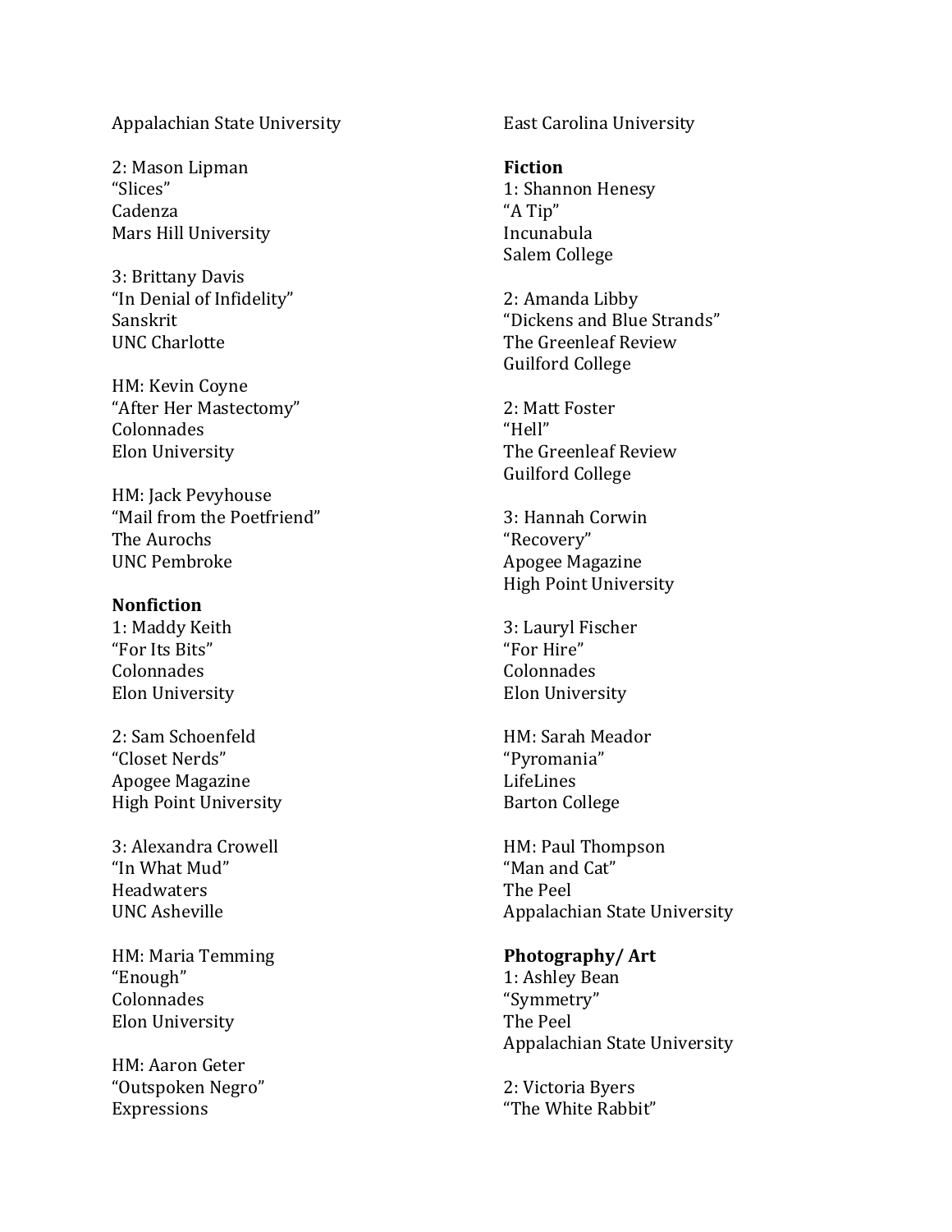Appalachian State University

2: Mason Lipman
“Slices”
Cadenza
Mars Hill University

3: Brittany Davis
“In Denial of Infidelity”
Sanskrit
UNC Charlotte

HM: Kevin Coyne
“After Her Mastectomy”
Colonnades
Elon University

HM: Jack Pevyhouse
“Mail from the Poetfriend”
The Aurochs
UNC Pembroke

**Nonfiction**
1: Maddy Keith
“For Its Bits”
Colonnades
Elon University

2: Sam Schoenfeld
“Closet Nerds”
Apogee Magazine
High Point University

3: Alexandra Crowell
“In What Mud”
Headwaters
UNC Asheville

HM: Maria Temming
“Enough”
Colonnades
Elon University

HM: Aaron Geter
“Outspoken Negro”
Expressions
East Carolina University

**Fiction**
1: Shannon Henesy
“A Tip”
Incunabula
Salem College

2: Amanda Libby
“Dickens and Blue Strands”
The Greenleaf Review
Guilford College

2: Matt Foster
“Hell”
The Greenleaf Review
Guilford College

3: Hannah Corwin
“Recovery”
Apogee Magazine
High Point University

3: Lauryl Fischer
“For Hire”
Colonnades
Elon University

HM: Sarah Meador
“Pyromania”
LifeLines
Barton College

HM: Paul Thompson
“Man and Cat”
The Peel
Appalachian State University

**Photography/ Art**
1: Ashley Bean
“Symmetry”
The Peel
Appalachian State University

2: Victoria Byers
“The White Rabbit”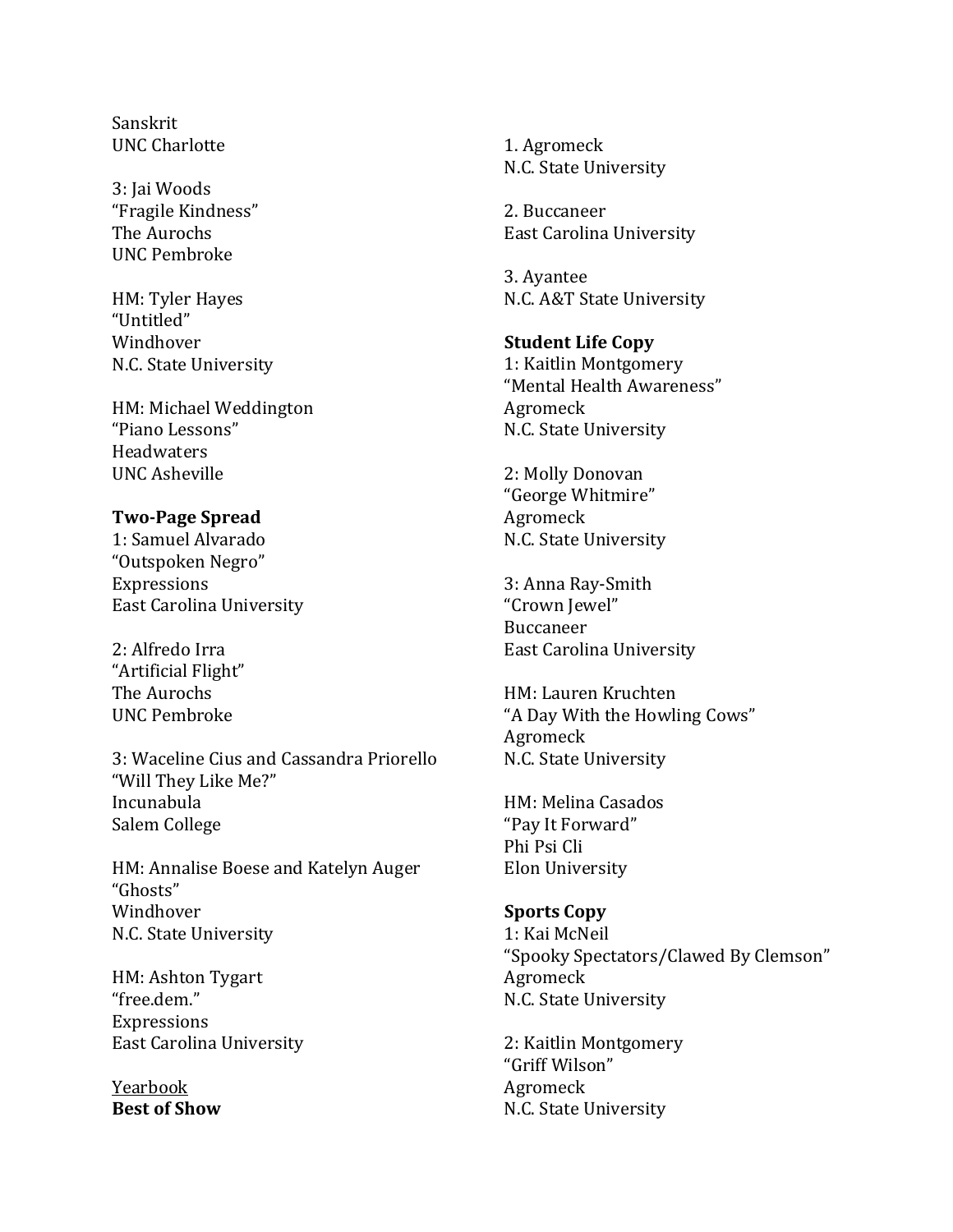Sanskrit
UNC Charlotte

3: Jai Woods
"Fragile Kindness"
The Aurochs
UNC Pembroke

HM: Tyler Hayes
"Untitled"
Windhover
N.C. State University

HM: Michael Weddington
"Piano Lessons"
Headwaters
UNC Asheville

**Two-Page Spread**
1: Samuel Alvarado
"Outspoken Negro"
Expressions
East Carolina University

2: Alfredo Irra
"Artificial Flight"
The Aurochs
UNC Pembroke

3: Waceline Cius and Cassandra Priorello
"Will They Like Me?"
Incunabula
Salem College

HM: Annalise Boese and Katelyn Auger
"Ghosts"
Windhover
N.C. State University

HM: Ashton Tygart
"free.dem."
Expressions
East Carolina University

<u>Yearbook</u>
**Best of Show**

1. Agromeck
N.C. State University

2. Buccaneer
East Carolina University

3. Ayantee
N.C. A&T State University

**Student Life Copy**
1: Kaitlin Montgomery
"Mental Health Awareness"
Agromeck
N.C. State University

2: Molly Donovan
"George Whitmire"
Agromeck
N.C. State University

3: Anna Ray-Smith
"Crown Jewel"
Buccaneer
East Carolina University

HM: Lauren Kruchten
"A Day With the Howling Cows"
Agromeck
N.C. State University

HM: Melina Casados
"Pay It Forward"
Phi Psi Cli
Elon University

**Sports Copy**
1: Kai McNeil
"Spooky Spectators/Clawed By Clemson"
Agromeck
N.C. State University

2: Kaitlin Montgomery
"Griff Wilson"
Agromeck
N.C. State University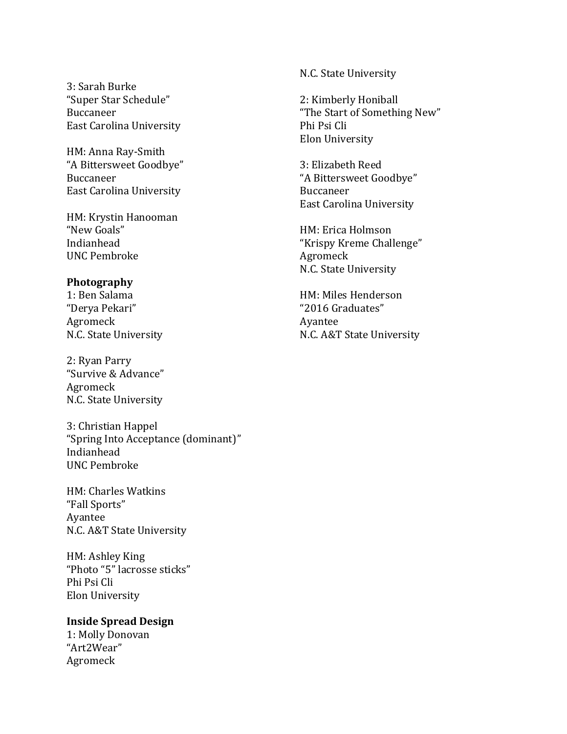3: Sarah Burke
"Super Star Schedule"
Buccaneer
East Carolina University

HM: Anna Ray-Smith
"A Bittersweet Goodbye"
Buccaneer
East Carolina University

HM: Krystin Hanooman
"New Goals"
Indianhead
UNC Pembroke

**Photography**
1: Ben Salama
"Derya Pekari"
Agromeck
N.C. State University

2: Ryan Parry
"Survive & Advance"
Agromeck
N.C. State University

3: Christian Happel
"Spring Into Acceptance (dominant)"
Indianhead
UNC Pembroke

HM: Charles Watkins
"Fall Sports"
Ayantee
N.C. A&T State University

HM: Ashley King
"Photo "5" lacrosse sticks"
Phi Psi Cli
Elon University

**Inside Spread Design**
1: Molly Donovan
"Art2Wear"
Agromeck
N.C. State University

2: Kimberly Honiball
"The Start of Something New"
Phi Psi Cli
Elon University

3: Elizabeth Reed
"A Bittersweet Goodbye"
Buccaneer
East Carolina University

HM: Erica Holmson
"Krispy Kreme Challenge"
Agromeck
N.C. State University

HM: Miles Henderson
"2016 Graduates"
Ayantee
N.C. A&T State University